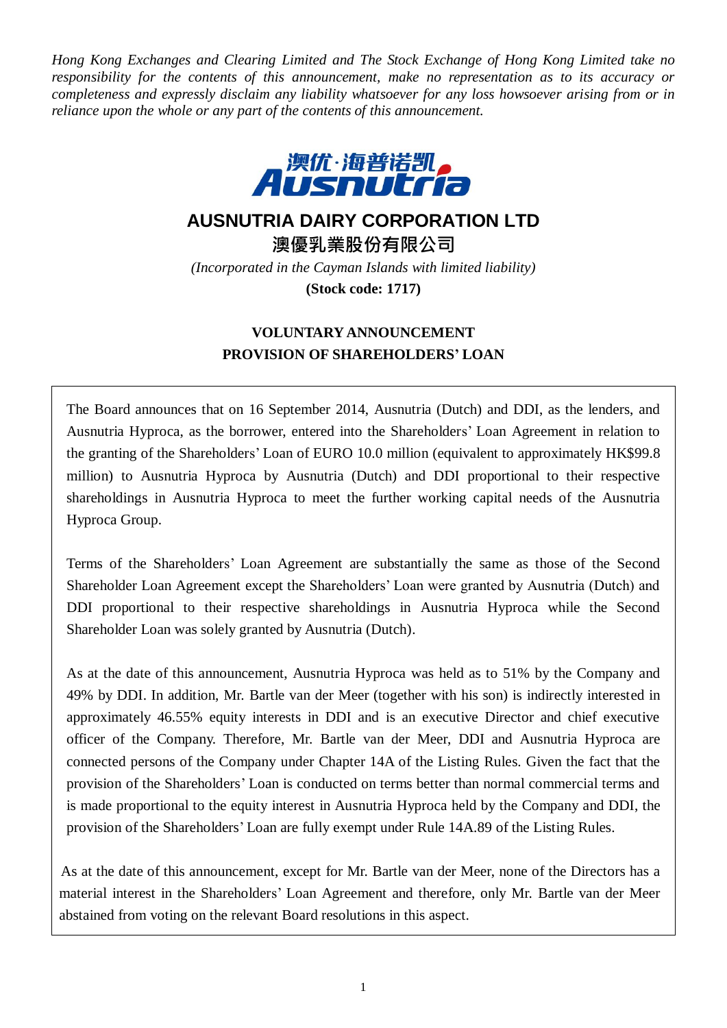*Hong Kong Exchanges and Clearing Limited and The Stock Exchange of Hong Kong Limited take no responsibility for the contents of this announcement, make no representation as to its accuracy or completeness and expressly disclaim any liability whatsoever for any loss howsoever arising from or in reliance upon the whole or any part of the contents of this announcement.*

澳优·海普诺凯
Ausnutria

# AUSNUTRIA DAIRY CORPORATION LTD

# 澳優乳業股份有限公司

*(Incorporated in the Cayman Islands with limited liability)*

**(Stock code: 1717)**

## VOLUNTARY ANNOUNCEMENT
## PROVISION OF SHAREHOLDERS' LOAN

The Board announces that on 16 September 2014, Ausnutria (Dutch) and DDI, as the lenders, and Ausnutria Hyproca, as the borrower, entered into the Shareholders' Loan Agreement in relation to the granting of the Shareholders' Loan of EURO 10.0 million (equivalent to approximately HK$99.8 million) to Ausnutria Hyproca by Ausnutria (Dutch) and DDI proportional to their respective shareholdings in Ausnutria Hyproca to meet the further working capital needs of the Ausnutria Hyproca Group.

Terms of the Shareholders' Loan Agreement are substantially the same as those of the Second Shareholder Loan Agreement except the Shareholders' Loan were granted by Ausnutria (Dutch) and DDI proportional to their respective shareholdings in Ausnutria Hyproca while the Second Shareholder Loan was solely granted by Ausnutria (Dutch).

As at the date of this announcement, Ausnutria Hyproca was held as to 51% by the Company and 49% by DDI. In addition, Mr. Bartle van der Meer (together with his son) is indirectly interested in approximately 46.55% equity interests in DDI and is an executive Director and chief executive officer of the Company. Therefore, Mr. Bartle van der Meer, DDI and Ausnutria Hyproca are connected persons of the Company under Chapter 14A of the Listing Rules. Given the fact that the provision of the Shareholders' Loan is conducted on terms better than normal commercial terms and is made proportional to the equity interest in Ausnutria Hyproca held by the Company and DDI, the provision of the Shareholders' Loan are fully exempt under Rule 14A.89 of the Listing Rules.

As at the date of this announcement, except for Mr. Bartle van der Meer, none of the Directors has a material interest in the Shareholders' Loan Agreement and therefore, only Mr. Bartle van der Meer abstained from voting on the relevant Board resolutions in this aspect.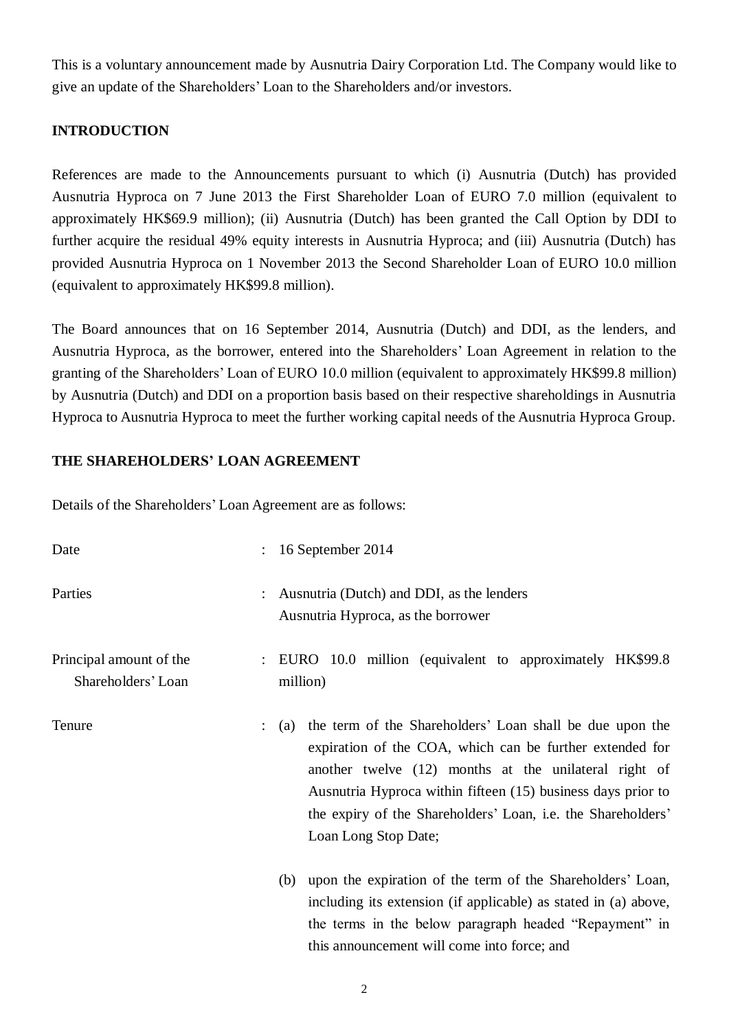This is a voluntary announcement made by Ausnutria Dairy Corporation Ltd. The Company would like to give an update of the Shareholders' Loan to the Shareholders and/or investors.

## INTRODUCTION

References are made to the Announcements pursuant to which (i) Ausnutria (Dutch) has provided Ausnutria Hyproca on 7 June 2013 the First Shareholder Loan of EURO 7.0 million (equivalent to approximately HK$69.9 million); (ii) Ausnutria (Dutch) has been granted the Call Option by DDI to further acquire the residual 49% equity interests in Ausnutria Hyproca; and (iii) Ausnutria (Dutch) has provided Ausnutria Hyproca on 1 November 2013 the Second Shareholder Loan of EURO 10.0 million (equivalent to approximately HK$99.8 million).

The Board announces that on 16 September 2014, Ausnutria (Dutch) and DDI, as the lenders, and Ausnutria Hyproca, as the borrower, entered into the Shareholders' Loan Agreement in relation to the granting of the Shareholders' Loan of EURO 10.0 million (equivalent to approximately HK$99.8 million) by Ausnutria (Dutch) and DDI on a proportion basis based on their respective shareholdings in Ausnutria Hyproca to Ausnutria Hyproca to meet the further working capital needs of the Ausnutria Hyproca Group.

## THE SHAREHOLDERS' LOAN AGREEMENT

Details of the Shareholders' Loan Agreement are as follows:

Date : 16 September 2014

Parties : Ausnutria (Dutch) and DDI, as the lenders
Ausnutria Hyproca, as the borrower

Principal amount of the Shareholders' Loan : EURO 10.0 million (equivalent to approximately HK$99.8 million)

Tenure :

(a) the term of the Shareholders' Loan shall be due upon the expiration of the COA, which can be further extended for another twelve (12) months at the unilateral right of Ausnutria Hyproca within fifteen (15) business days prior to the expiry of the Shareholders' Loan, i.e. the Shareholders' Loan Long Stop Date;

(b) upon the expiration of the term of the Shareholders' Loan, including its extension (if applicable) as stated in (a) above, the terms in the below paragraph headed "Repayment" in this announcement will come into force; and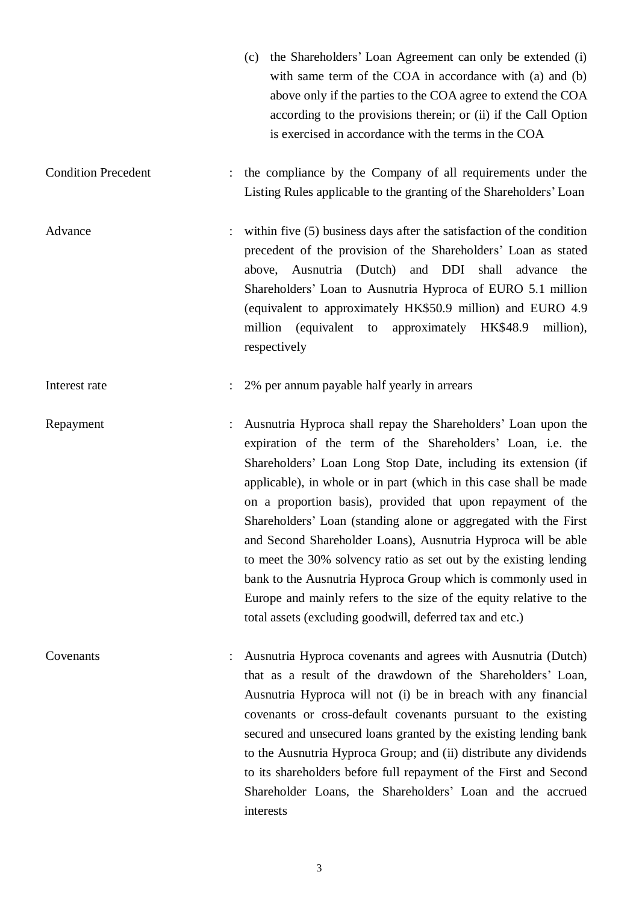(c) the Shareholders' Loan Agreement can only be extended (i) with same term of the COA in accordance with (a) and (b) above only if the parties to the COA agree to extend the COA according to the provisions therein; or (ii) if the Call Option is exercised in accordance with the terms in the COA

| | | |
|---|---|---|
| Condition Precedent | : | the compliance by the Company of all requirements under the Listing Rules applicable to the granting of the Shareholders' Loan |
| Advance | : | within five (5) business days after the satisfaction of the condition precedent of the provision of the Shareholders' Loan as stated above, Ausnutria (Dutch) and DDI shall advance the Shareholders' Loan to Ausnutria Hyproca of EURO 5.1 million (equivalent to approximately HK$50.9 million) and EURO 4.9 million (equivalent to approximately HK$48.9 million), respectively |
| Interest rate | : | 2% per annum payable half yearly in arrears |
| Repayment | : | Ausnutria Hyproca shall repay the Shareholders' Loan upon the expiration of the term of the Shareholders' Loan, i.e. the Shareholders' Loan Long Stop Date, including its extension (if applicable), in whole or in part (which in this case shall be made on a proportion basis), provided that upon repayment of the Shareholders' Loan (standing alone or aggregated with the First and Second Shareholder Loans), Ausnutria Hyproca will be able to meet the 30% solvency ratio as set out by the existing lending bank to the Ausnutria Hyproca Group which is commonly used in Europe and mainly refers to the size of the equity relative to the total assets (excluding goodwill, deferred tax and etc.) |
| Covenants | : | Ausnutria Hyproca covenants and agrees with Ausnutria (Dutch) that as a result of the drawdown of the Shareholders' Loan, Ausnutria Hyproca will not (i) be in breach with any financial covenants or cross-default covenants pursuant to the existing secured and unsecured loans granted by the existing lending bank to the Ausnutria Hyproca Group; and (ii) distribute any dividends to its shareholders before full repayment of the First and Second Shareholder Loans, the Shareholders' Loan and the accrued interests |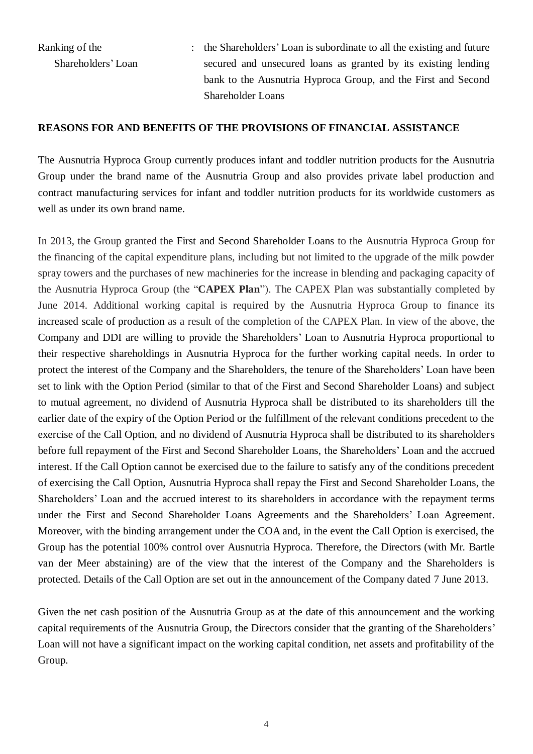| Ranking of the Shareholders' Loan | : | the Shareholders' Loan is subordinate to all the existing and future secured and unsecured loans as granted by its existing lending bank to the Ausnutria Hyproca Group, and the First and Second Shareholder Loans |
|---|---|---|

**REASONS FOR AND BENEFITS OF THE PROVISIONS OF FINANCIAL ASSISTANCE**

The Ausnutria Hyproca Group currently produces infant and toddler nutrition products for the Ausnutria Group under the brand name of the Ausnutria Group and also provides private label production and contract manufacturing services for infant and toddler nutrition products for its worldwide customers as well as under its own brand name.

In 2013, the Group granted the First and Second Shareholder Loans to the Ausnutria Hyproca Group for the financing of the capital expenditure plans, including but not limited to the upgrade of the milk powder spray towers and the purchases of new machineries for the increase in blending and packaging capacity of the Ausnutria Hyproca Group (the "**CAPEX Plan**"). The CAPEX Plan was substantially completed by June 2014. Additional working capital is required by the Ausnutria Hyproca Group to finance its increased scale of production as a result of the completion of the CAPEX Plan. In view of the above, the Company and DDI are willing to provide the Shareholders' Loan to Ausnutria Hyproca proportional to their respective shareholdings in Ausnutria Hyproca for the further working capital needs. In order to protect the interest of the Company and the Shareholders, the tenure of the Shareholders' Loan have been set to link with the Option Period (similar to that of the First and Second Shareholder Loans) and subject to mutual agreement, no dividend of Ausnutria Hyproca shall be distributed to its shareholders till the earlier date of the expiry of the Option Period or the fulfillment of the relevant conditions precedent to the exercise of the Call Option, and no dividend of Ausnutria Hyproca shall be distributed to its shareholders before full repayment of the First and Second Shareholder Loans, the Shareholders' Loan and the accrued interest. If the Call Option cannot be exercised due to the failure to satisfy any of the conditions precedent of exercising the Call Option, Ausnutria Hyproca shall repay the First and Second Shareholder Loans, the Shareholders' Loan and the accrued interest to its shareholders in accordance with the repayment terms under the First and Second Shareholder Loans Agreements and the Shareholders' Loan Agreement. Moreover, with the binding arrangement under the COA and, in the event the Call Option is exercised, the Group has the potential 100% control over Ausnutria Hyproca. Therefore, the Directors (with Mr. Bartle van der Meer abstaining) are of the view that the interest of the Company and the Shareholders is protected. Details of the Call Option are set out in the announcement of the Company dated 7 June 2013.

Given the net cash position of the Ausnutria Group as at the date of this announcement and the working capital requirements of the Ausnutria Group, the Directors consider that the granting of the Shareholders' Loan will not have a significant impact on the working capital condition, net assets and profitability of the Group.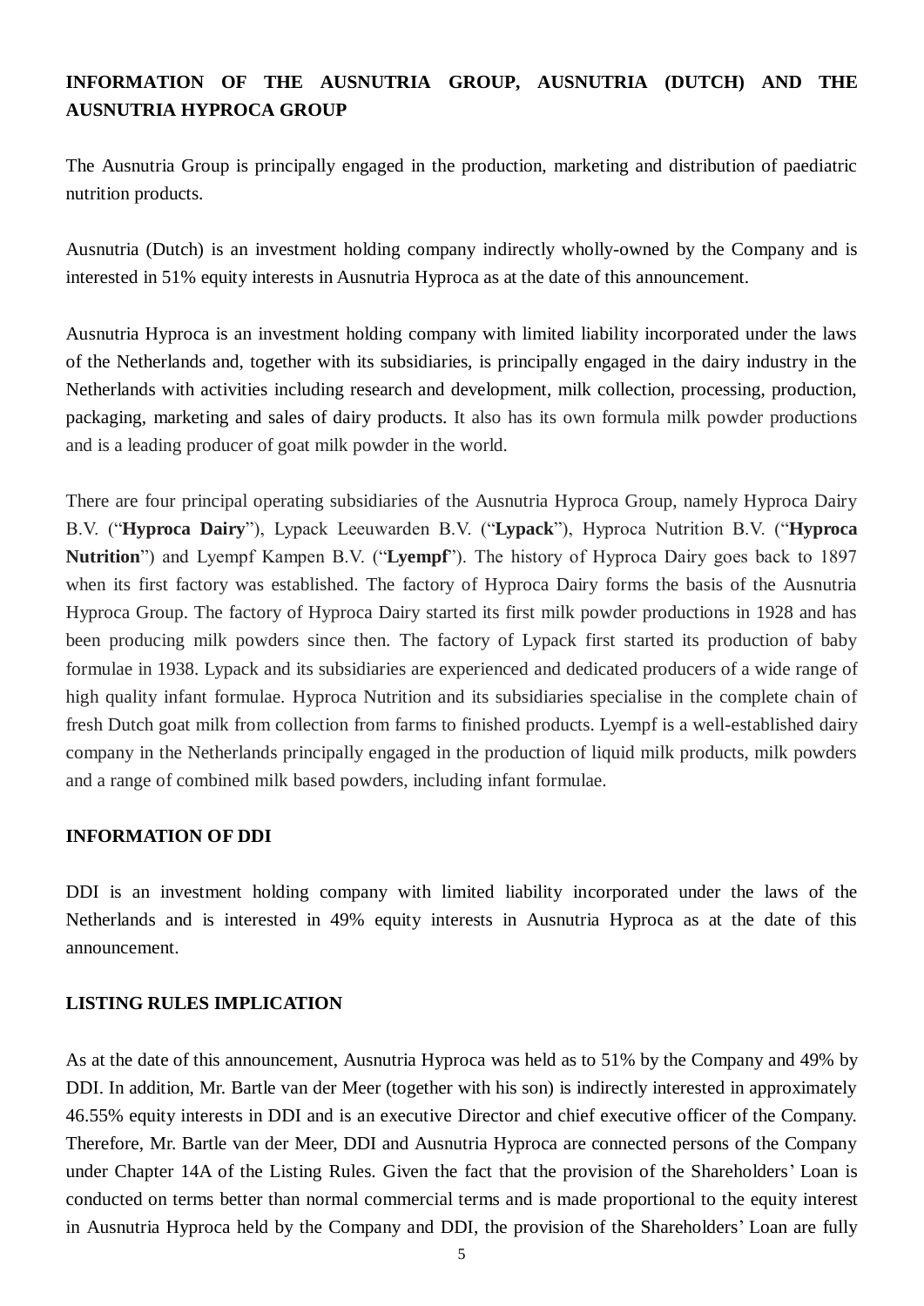**INFORMATION OF THE AUSNUTRIA GROUP, AUSNUTRIA (DUTCH) AND THE AUSNUTRIA HYPROCA GROUP**

The Ausnutria Group is principally engaged in the production, marketing and distribution of paediatric nutrition products.

Ausnutria (Dutch) is an investment holding company indirectly wholly-owned by the Company and is interested in 51% equity interests in Ausnutria Hyproca as at the date of this announcement.

Ausnutria Hyproca is an investment holding company with limited liability incorporated under the laws of the Netherlands and, together with its subsidiaries, is principally engaged in the dairy industry in the Netherlands with activities including research and development, milk collection, processing, production, packaging, marketing and sales of dairy products. It also has its own formula milk powder productions and is a leading producer of goat milk powder in the world.

There are four principal operating subsidiaries of the Ausnutria Hyproca Group, namely Hyproca Dairy B.V. ("**Hyproca Dairy**"), Lypack Leeuwarden B.V. ("**Lypack**"), Hyproca Nutrition B.V. ("**Hyproca Nutrition**") and Lyempf Kampen B.V. ("**Lyempf**"). The history of Hyproca Dairy goes back to 1897 when its first factory was established. The factory of Hyproca Dairy forms the basis of the Ausnutria Hyproca Group. The factory of Hyproca Dairy started its first milk powder productions in 1928 and has been producing milk powders since then. The factory of Lypack first started its production of baby formulae in 1938. Lypack and its subsidiaries are experienced and dedicated producers of a wide range of high quality infant formulae. Hyproca Nutrition and its subsidiaries specialise in the complete chain of fresh Dutch goat milk from collection from farms to finished products. Lyempf is a well-established dairy company in the Netherlands principally engaged in the production of liquid milk products, milk powders and a range of combined milk based powders, including infant formulae.

**INFORMATION OF DDI**

DDI is an investment holding company with limited liability incorporated under the laws of the Netherlands and is interested in 49% equity interests in Ausnutria Hyproca as at the date of this announcement.

**LISTING RULES IMPLICATION**

As at the date of this announcement, Ausnutria Hyproca was held as to 51% by the Company and 49% by DDI. In addition, Mr. Bartle van der Meer (together with his son) is indirectly interested in approximately 46.55% equity interests in DDI and is an executive Director and chief executive officer of the Company. Therefore, Mr. Bartle van der Meer, DDI and Ausnutria Hyproca are connected persons of the Company under Chapter 14A of the Listing Rules. Given the fact that the provision of the Shareholders' Loan is conducted on terms better than normal commercial terms and is made proportional to the equity interest in Ausnutria Hyproca held by the Company and DDI, the provision of the Shareholders' Loan are fully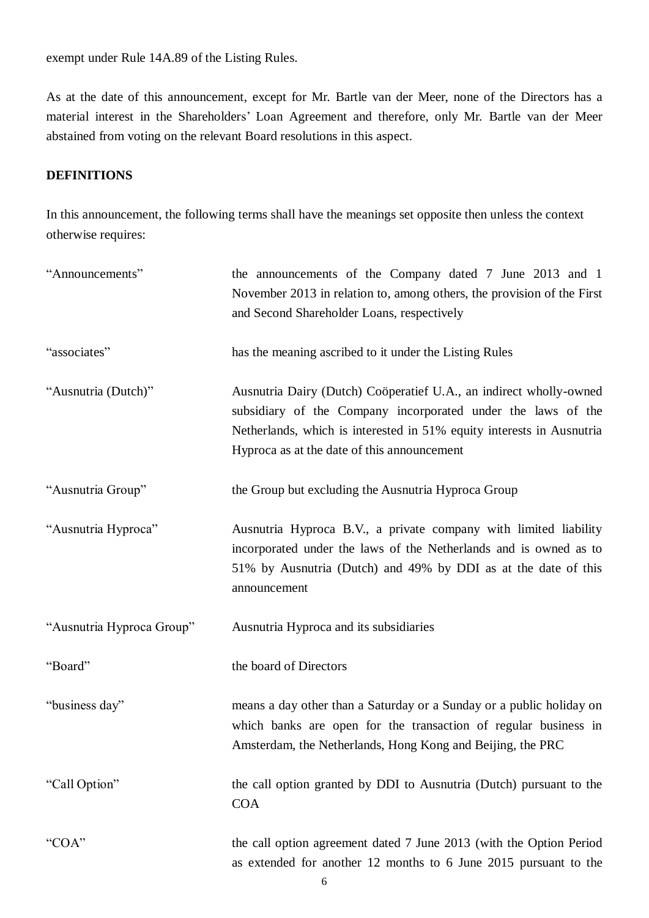exempt under Rule 14A.89 of the Listing Rules.

As at the date of this announcement, except for Mr. Bartle van der Meer, none of the Directors has a material interest in the Shareholders' Loan Agreement and therefore, only Mr. Bartle van der Meer abstained from voting on the relevant Board resolutions in this aspect.

**DEFINITIONS**

In this announcement, the following terms shall have the meanings set opposite then unless the context otherwise requires:

| | |
|---|---|
| "Announcements" | the announcements of the Company dated 7 June 2013 and 1 November 2013 in relation to, among others, the provision of the First and Second Shareholder Loans, respectively |
| "associates" | has the meaning ascribed to it under the Listing Rules |
| "Ausnutria (Dutch)" | Ausnutria Dairy (Dutch) Coöperatief U.A., an indirect wholly-owned subsidiary of the Company incorporated under the laws of the Netherlands, which is interested in 51% equity interests in Ausnutria Hyproca as at the date of this announcement |
| "Ausnutria Group" | the Group but excluding the Ausnutria Hyproca Group |
| "Ausnutria Hyproca" | Ausnutria Hyproca B.V., a private company with limited liability incorporated under the laws of the Netherlands and is owned as to 51% by Ausnutria (Dutch) and 49% by DDI as at the date of this announcement |
| "Ausnutria Hyproca Group" | Ausnutria Hyproca and its subsidiaries |
| "Board" | the board of Directors |
| "business day" | means a day other than a Saturday or a Sunday or a public holiday on which banks are open for the transaction of regular business in Amsterdam, the Netherlands, Hong Kong and Beijing, the PRC |
| "Call Option" | the call option granted by DDI to Ausnutria (Dutch) pursuant to the COA |
| "COA" | the call option agreement dated 7 June 2013 (with the Option Period as extended for another 12 months to 6 June 2015 pursuant to the |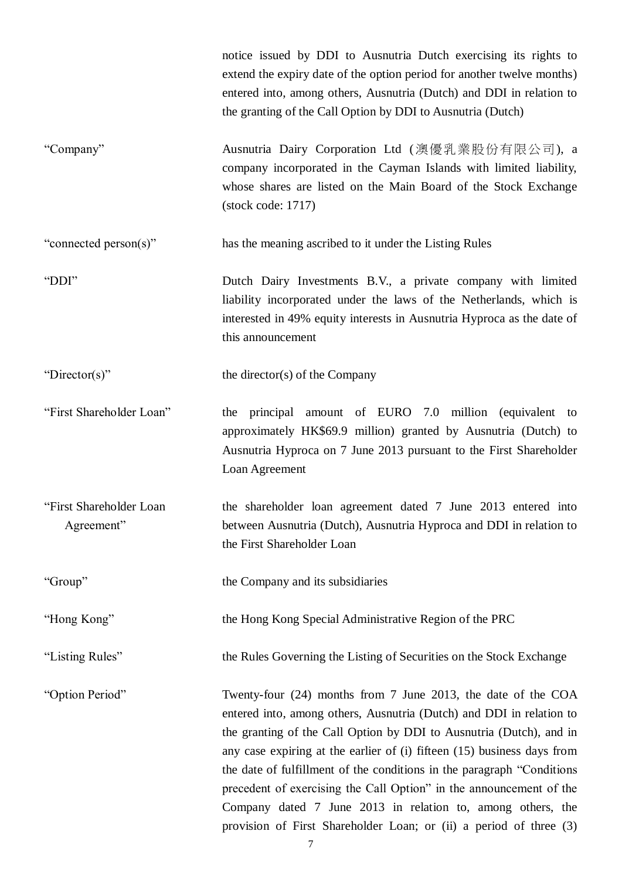notice issued by DDI to Ausnutria Dutch exercising its rights to extend the expiry date of the option period for another twelve months) entered into, among others, Ausnutria (Dutch) and DDI in relation to the granting of the Call Option by DDI to Ausnutria (Dutch)

| | |
|---|---|
| "Company" | Ausnutria Dairy Corporation Ltd (澳優乳業股份有限公司), a company incorporated in the Cayman Islands with limited liability, whose shares are listed on the Main Board of the Stock Exchange (stock code: 1717) |
| "connected person(s)" | has the meaning ascribed to it under the Listing Rules |
| "DDI" | Dutch Dairy Investments B.V., a private company with limited liability incorporated under the laws of the Netherlands, which is interested in 49% equity interests in Ausnutria Hyproca as the date of this announcement |
| "Director(s)" | the director(s) of the Company |
| "First Shareholder Loan" | the principal amount of EURO 7.0 million (equivalent to approximately HK$69.9 million) granted by Ausnutria (Dutch) to Ausnutria Hyproca on 7 June 2013 pursuant to the First Shareholder Loan Agreement |
| "First Shareholder Loan Agreement" | the shareholder loan agreement dated 7 June 2013 entered into between Ausnutria (Dutch), Ausnutria Hyproca and DDI in relation to the First Shareholder Loan |
| "Group" | the Company and its subsidiaries |
| "Hong Kong" | the Hong Kong Special Administrative Region of the PRC |
| "Listing Rules" | the Rules Governing the Listing of Securities on the Stock Exchange |
| "Option Period" | Twenty-four (24) months from 7 June 2013, the date of the COA entered into, among others, Ausnutria (Dutch) and DDI in relation to the granting of the Call Option by DDI to Ausnutria (Dutch), and in any case expiring at the earlier of (i) fifteen (15) business days from the date of fulfillment of the conditions in the paragraph "Conditions precedent of exercising the Call Option" in the announcement of the Company dated 7 June 2013 in relation to, among others, the provision of First Shareholder Loan; or (ii) a period of three (3) |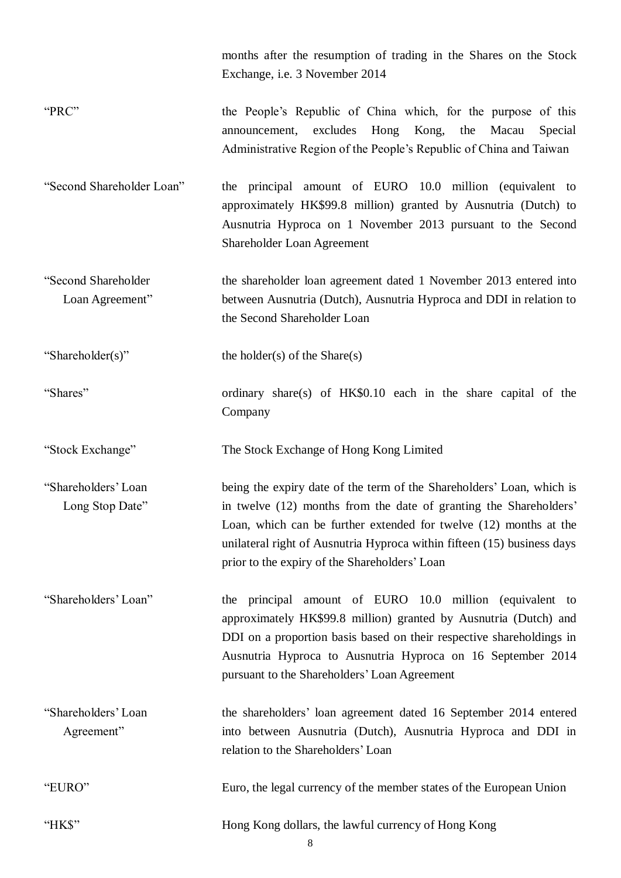| | |
|---|---|
| | months after the resumption of trading in the Shares on the Stock Exchange, i.e. 3 November 2014 |
| "PRC" | the People's Republic of China which, for the purpose of this announcement, excludes Hong Kong, the Macau Special Administrative Region of the People's Republic of China and Taiwan |
| "Second Shareholder Loan" | the principal amount of EURO 10.0 million (equivalent to approximately HK$99.8 million) granted by Ausnutria (Dutch) to Ausnutria Hyproca on 1 November 2013 pursuant to the Second Shareholder Loan Agreement |
| "Second Shareholder Loan Agreement" | the shareholder loan agreement dated 1 November 2013 entered into between Ausnutria (Dutch), Ausnutria Hyproca and DDI in relation to the Second Shareholder Loan |
| "Shareholder(s)" | the holder(s) of the Share(s) |
| "Shares" | ordinary share(s) of HK$0.10 each in the share capital of the Company |
| "Stock Exchange" | The Stock Exchange of Hong Kong Limited |
| "Shareholders' Loan Long Stop Date" | being the expiry date of the term of the Shareholders' Loan, which is in twelve (12) months from the date of granting the Shareholders' Loan, which can be further extended for twelve (12) months at the unilateral right of Ausnutria Hyproca within fifteen (15) business days prior to the expiry of the Shareholders' Loan |
| "Shareholders' Loan" | the principal amount of EURO 10.0 million (equivalent to approximately HK$99.8 million) granted by Ausnutria (Dutch) and DDI on a proportion basis based on their respective shareholdings in Ausnutria Hyproca to Ausnutria Hyproca on 16 September 2014 pursuant to the Shareholders' Loan Agreement |
| "Shareholders' Loan Agreement" | the shareholders' loan agreement dated 16 September 2014 entered into between Ausnutria (Dutch), Ausnutria Hyproca and DDI in relation to the Shareholders' Loan |
| "EURO" | Euro, the legal currency of the member states of the European Union |
| "HK$" | Hong Kong dollars, the lawful currency of Hong Kong |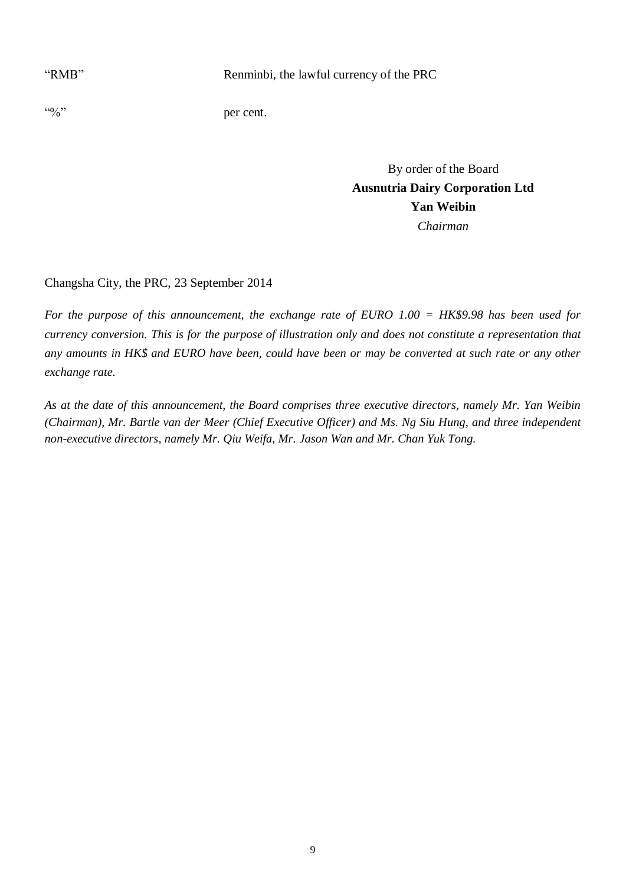| | |
|---|---|
| "RMB" | Renminbi, the lawful currency of the PRC |
| "%" | per cent. |

By order of the Board
**Ausnutria Dairy Corporation Ltd**
**Yan Weibin**
*Chairman*

Changsha City, the PRC, 23 September 2014

*For the purpose of this announcement, the exchange rate of EURO 1.00 = HK$9.98 has been used for currency conversion. This is for the purpose of illustration only and does not constitute a representation that any amounts in HK$ and EURO have been, could have been or may be converted at such rate or any other exchange rate.*

*As at the date of this announcement, the Board comprises three executive directors, namely Mr. Yan Weibin (Chairman), Mr. Bartle van der Meer (Chief Executive Officer) and Ms. Ng Siu Hung, and three independent non-executive directors, namely Mr. Qiu Weifa, Mr. Jason Wan and Mr. Chan Yuk Tong.*